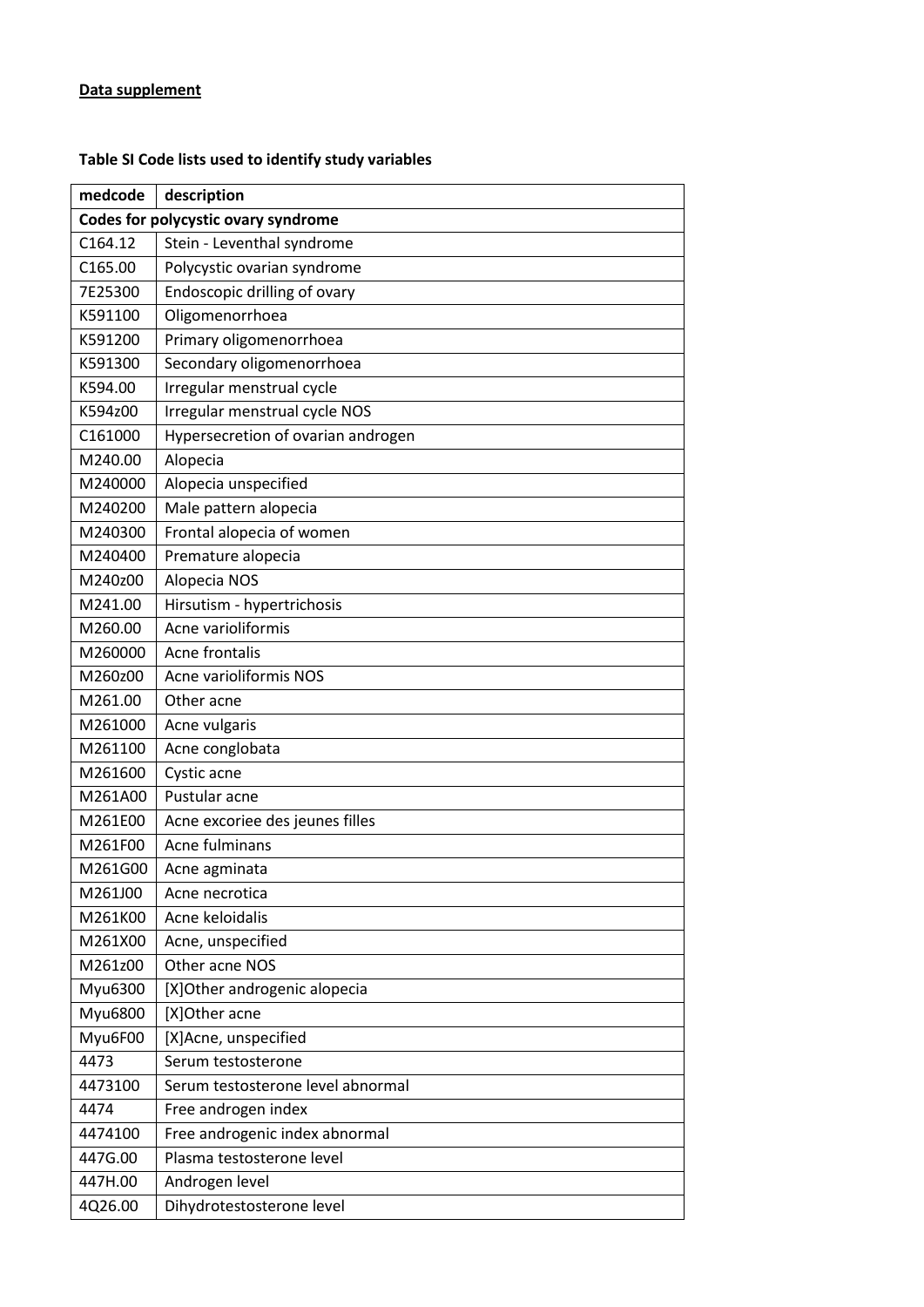**Data supplement**

**Table SI Code lists used to identify study variables**

| medcode | description |
|---|---|
| **Codes for polycystic ovary syndrome** | |
| C164.12 | Stein - Leventhal syndrome |
| C165.00 | Polycystic ovarian syndrome |
| 7E25300 | Endoscopic drilling of ovary |
| K591100 | Oligomenorrhoea |
| K591200 | Primary oligomenorrhoea |
| K591300 | Secondary oligomenorrhoea |
| K594.00 | Irregular menstrual cycle |
| K594z00 | Irregular menstrual cycle NOS |
| C161000 | Hypersecretion of ovarian androgen |
| M240.00 | Alopecia |
| M240000 | Alopecia unspecified |
| M240200 | Male pattern alopecia |
| M240300 | Frontal alopecia of women |
| M240400 | Premature alopecia |
| M240z00 | Alopecia NOS |
| M241.00 | Hirsutism - hypertrichosis |
| M260.00 | Acne varioliformis |
| M260000 | Acne frontalis |
| M260z00 | Acne varioliformis NOS |
| M261.00 | Other acne |
| M261000 | Acne vulgaris |
| M261100 | Acne conglobata |
| M261600 | Cystic acne |
| M261A00 | Pustular acne |
| M261E00 | Acne excoriee des jeunes filles |
| M261F00 | Acne fulminans |
| M261G00 | Acne agminata |
| M261J00 | Acne necrotica |
| M261K00 | Acne keloidalis |
| M261X00 | Acne, unspecified |
| M261z00 | Other acne NOS |
| Myu6300 | [X]Other androgenic alopecia |
| Myu6800 | [X]Other acne |
| Myu6F00 | [X]Acne, unspecified |
| 4473 | Serum testosterone |
| 4473100 | Serum testosterone level abnormal |
| 4474 | Free androgen index |
| 4474100 | Free androgenic index abnormal |
| 447G.00 | Plasma testosterone level |
| 447H.00 | Androgen level |
| 4Q26.00 | Dihydrotestosterone level |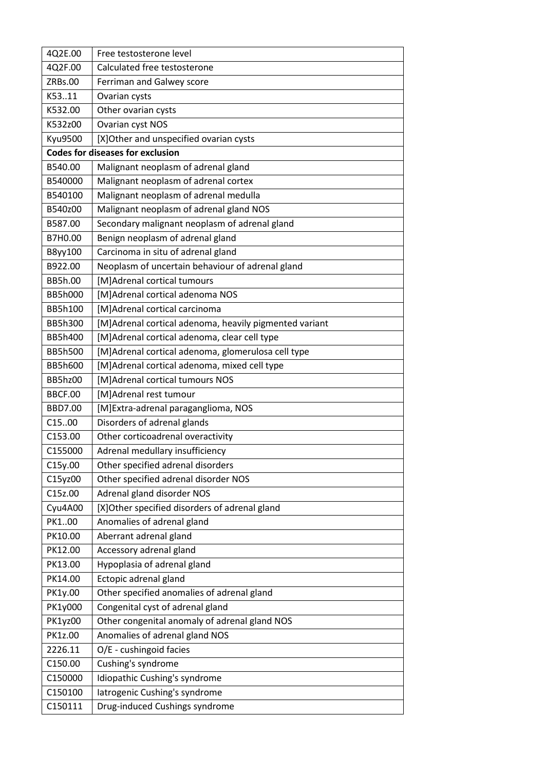| | |
|---|---|
| 4Q2E.00 | Free testosterone level |
| 4Q2F.00 | Calculated free testosterone |
| ZRBs.00 | Ferriman and Galwey score |
| K53..11 | Ovarian cysts |
| K532.00 | Other ovarian cysts |
| K532z00 | Ovarian cyst NOS |
| Kyu9500 | [X]Other and unspecified ovarian cysts |
| **Codes for diseases for exclusion** | |
| B540.00 | Malignant neoplasm of adrenal gland |
| B540000 | Malignant neoplasm of adrenal cortex |
| B540100 | Malignant neoplasm of adrenal medulla |
| B540z00 | Malignant neoplasm of adrenal gland NOS |
| B587.00 | Secondary malignant neoplasm of adrenal gland |
| B7H0.00 | Benign neoplasm of adrenal gland |
| B8yy100 | Carcinoma in situ of adrenal gland |
| B922.00 | Neoplasm of uncertain behaviour of adrenal gland |
| BB5h.00 | [M]Adrenal cortical tumours |
| BB5h000 | [M]Adrenal cortical adenoma NOS |
| BB5h100 | [M]Adrenal cortical carcinoma |
| BB5h300 | [M]Adrenal cortical adenoma, heavily pigmented variant |
| BB5h400 | [M]Adrenal cortical adenoma, clear cell type |
| BB5h500 | [M]Adrenal cortical adenoma, glomerulosa cell type |
| BB5h600 | [M]Adrenal cortical adenoma, mixed cell type |
| BB5hz00 | [M]Adrenal cortical tumours NOS |
| BBCF.00 | [M]Adrenal rest tumour |
| BBD7.00 | [M]Extra-adrenal paraganglioma, NOS |
| C15..00 | Disorders of adrenal glands |
| C153.00 | Other corticoadrenal overactivity |
| C155000 | Adrenal medullary insufficiency |
| C15y.00 | Other specified adrenal disorders |
| C15yz00 | Other specified adrenal disorder NOS |
| C15z.00 | Adrenal gland disorder NOS |
| Cyu4A00 | [X]Other specified disorders of adrenal gland |
| PK1..00 | Anomalies of adrenal gland |
| PK10.00 | Aberrant adrenal gland |
| PK12.00 | Accessory adrenal gland |
| PK13.00 | Hypoplasia of adrenal gland |
| PK14.00 | Ectopic adrenal gland |
| PK1y.00 | Other specified anomalies of adrenal gland |
| PK1y000 | Congenital cyst of adrenal gland |
| PK1yz00 | Other congenital anomaly of adrenal gland NOS |
| PK1z.00 | Anomalies of adrenal gland NOS |
| 2226.11 | O/E - cushingoid facies |
| C150.00 | Cushing's syndrome |
| C150000 | Idiopathic Cushing's syndrome |
| C150100 | Iatrogenic Cushing's syndrome |
| C150111 | Drug-induced Cushings syndrome |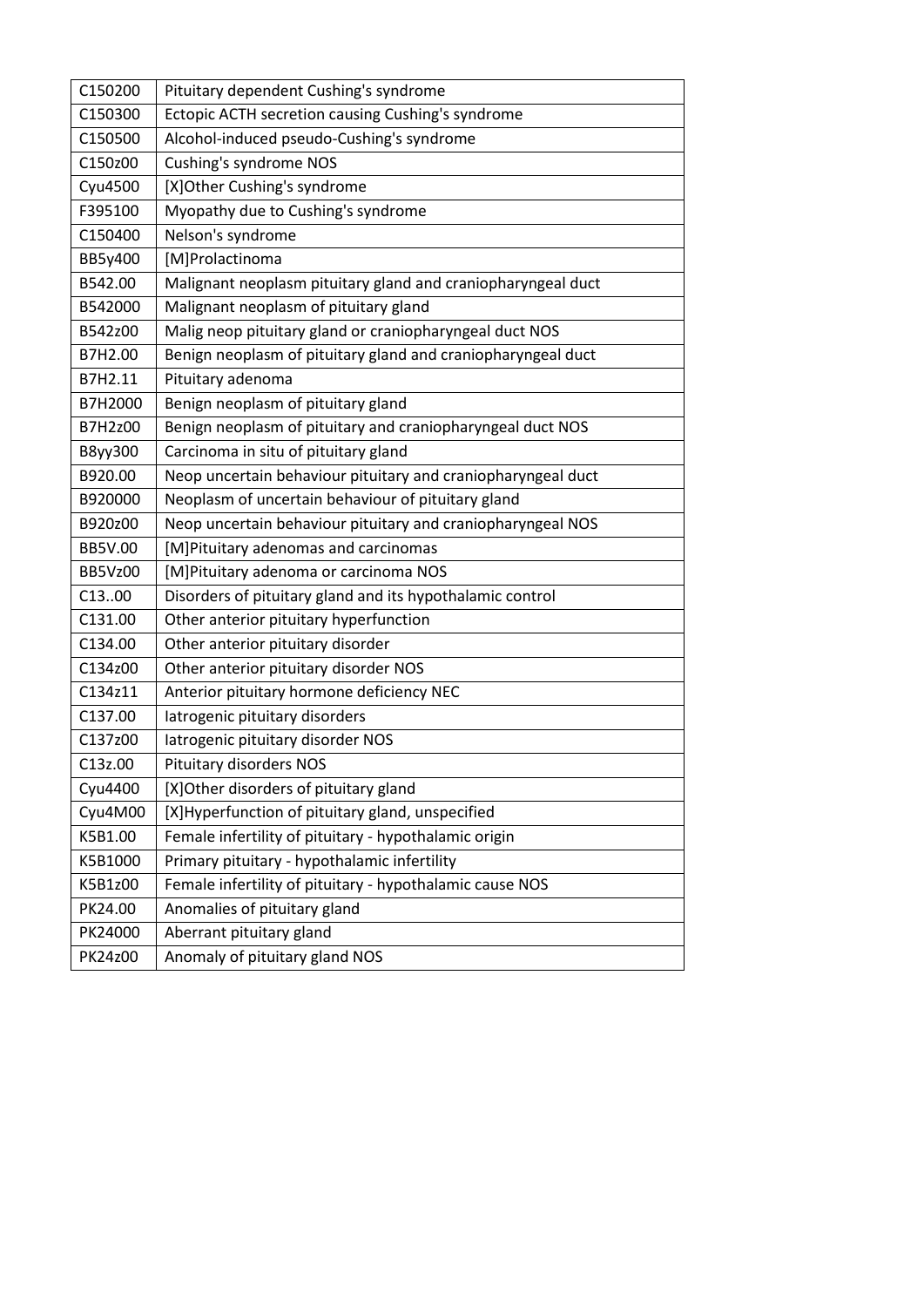| C150200 | Pituitary dependent Cushing's syndrome |
|---|---|
| C150300 | Ectopic ACTH secretion causing Cushing's syndrome |
| C150500 | Alcohol-induced pseudo-Cushing's syndrome |
| C150z00 | Cushing's syndrome NOS |
| Cyu4500 | [X]Other Cushing's syndrome |
| F395100 | Myopathy due to Cushing's syndrome |
| C150400 | Nelson's syndrome |
| BB5y400 | [M]Prolactinoma |
| B542.00 | Malignant neoplasm pituitary gland and craniopharyngeal duct |
| B542000 | Malignant neoplasm of pituitary gland |
| B542z00 | Malig neop pituitary gland or craniopharyngeal duct NOS |
| B7H2.00 | Benign neoplasm of pituitary gland and craniopharyngeal duct |
| B7H2.11 | Pituitary adenoma |
| B7H2000 | Benign neoplasm of pituitary gland |
| B7H2z00 | Benign neoplasm of pituitary and craniopharyngeal duct NOS |
| B8yy300 | Carcinoma in situ of pituitary gland |
| B920.00 | Neop uncertain behaviour pituitary and craniopharyngeal duct |
| B920000 | Neoplasm of uncertain behaviour of pituitary gland |
| B920z00 | Neop uncertain behaviour pituitary and craniopharyngeal NOS |
| BB5V.00 | [M]Pituitary adenomas and carcinomas |
| BB5Vz00 | [M]Pituitary adenoma or carcinoma NOS |
| C13..00 | Disorders of pituitary gland and its hypothalamic control |
| C131.00 | Other anterior pituitary hyperfunction |
| C134.00 | Other anterior pituitary disorder |
| C134z00 | Other anterior pituitary disorder NOS |
| C134z11 | Anterior pituitary hormone deficiency NEC |
| C137.00 | Iatrogenic pituitary disorders |
| C137z00 | Iatrogenic pituitary disorder NOS |
| C13z.00 | Pituitary disorders NOS |
| Cyu4400 | [X]Other disorders of pituitary gland |
| Cyu4M00 | [X]Hyperfunction of pituitary gland, unspecified |
| K5B1.00 | Female infertility of pituitary - hypothalamic origin |
| K5B1000 | Primary pituitary - hypothalamic infertility |
| K5B1z00 | Female infertility of pituitary - hypothalamic cause NOS |
| PK24.00 | Anomalies of pituitary gland |
| PK24000 | Aberrant pituitary gland |
| PK24z00 | Anomaly of pituitary gland NOS |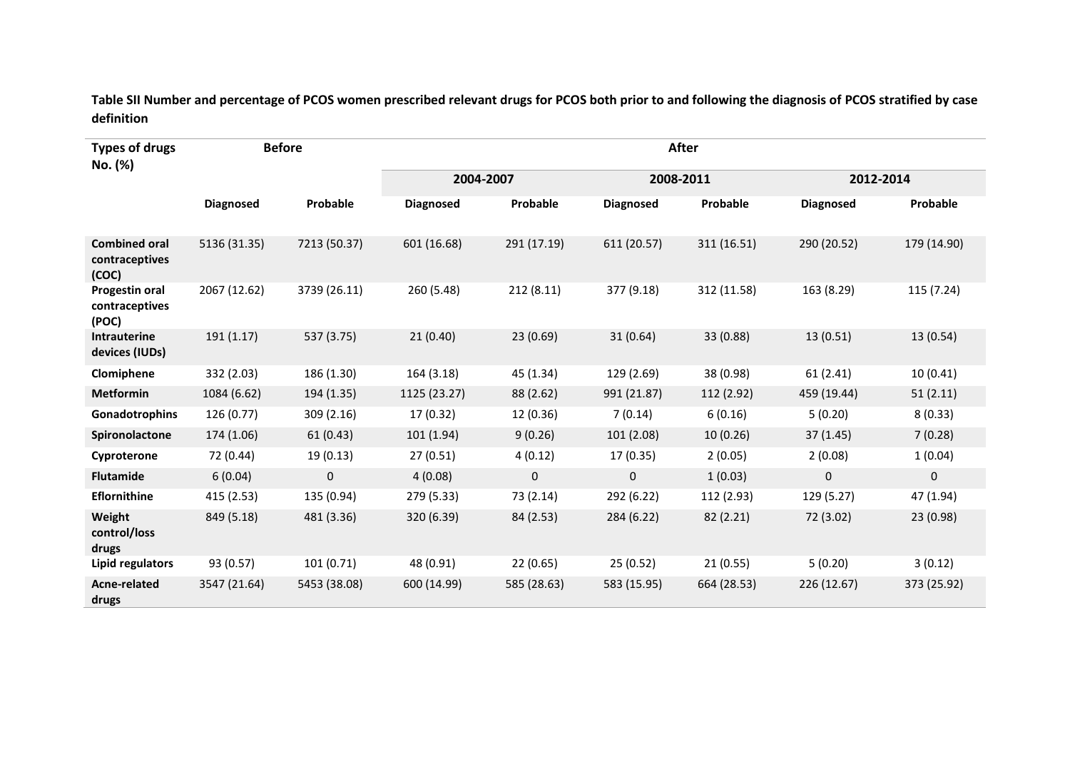**Table SII Number and percentage of PCOS women prescribed relevant drugs for PCOS both prior to and following the diagnosis of PCOS stratified by case definition**

| Types of drugs No. (%) | Before | | After | | | | | |
|---|---|---|---|---|---|---|---|---|
| | | | 2004-2007 | | 2008-2011 | | 2012-2014 | |
| | Diagnosed | Probable | Diagnosed | Probable | Diagnosed | Probable | Diagnosed | Probable |
| **Combined oral contraceptives (COC)** | 5136 (31.35) | 7213 (50.37) | 601 (16.68) | 291 (17.19) | 611 (20.57) | 311 (16.51) | 290 (20.52) | 179 (14.90) |
| **Progestin oral contraceptives (POC)** | 2067 (12.62) | 3739 (26.11) | 260 (5.48) | 212 (8.11) | 377 (9.18) | 312 (11.58) | 163 (8.29) | 115 (7.24) |
| **Intrauterine devices (IUDs)** | 191 (1.17) | 537 (3.75) | 21 (0.40) | 23 (0.69) | 31 (0.64) | 33 (0.88) | 13 (0.51) | 13 (0.54) |
| **Clomiphene** | 332 (2.03) | 186 (1.30) | 164 (3.18) | 45 (1.34) | 129 (2.69) | 38 (0.98) | 61 (2.41) | 10 (0.41) |
| **Metformin** | 1084 (6.62) | 194 (1.35) | 1125 (23.27) | 88 (2.62) | 991 (21.87) | 112 (2.92) | 459 (19.44) | 51 (2.11) |
| **Gonadotrophins** | 126 (0.77) | 309 (2.16) | 17 (0.32) | 12 (0.36) | 7 (0.14) | 6 (0.16) | 5 (0.20) | 8 (0.33) |
| **Spironolactone** | 174 (1.06) | 61 (0.43) | 101 (1.94) | 9 (0.26) | 101 (2.08) | 10 (0.26) | 37 (1.45) | 7 (0.28) |
| **Cyproterone** | 72 (0.44) | 19 (0.13) | 27 (0.51) | 4 (0.12) | 17 (0.35) | 2 (0.05) | 2 (0.08) | 1 (0.04) |
| **Flutamide** | 6 (0.04) | 0 | 4 (0.08) | 0 | 0 | 1 (0.03) | 0 | 0 |
| **Eflornithine** | 415 (2.53) | 135 (0.94) | 279 (5.33) | 73 (2.14) | 292 (6.22) | 112 (2.93) | 129 (5.27) | 47 (1.94) |
| **Weight control/loss drugs** | 849 (5.18) | 481 (3.36) | 320 (6.39) | 84 (2.53) | 284 (6.22) | 82 (2.21) | 72 (3.02) | 23 (0.98) |
| **Lipid regulators** | 93 (0.57) | 101 (0.71) | 48 (0.91) | 22 (0.65) | 25 (0.52) | 21 (0.55) | 5 (0.20) | 3 (0.12) |
| **Acne-related drugs** | 3547 (21.64) | 5453 (38.08) | 600 (14.99) | 585 (28.63) | 583 (15.95) | 664 (28.53) | 226 (12.67) | 373 (25.92) |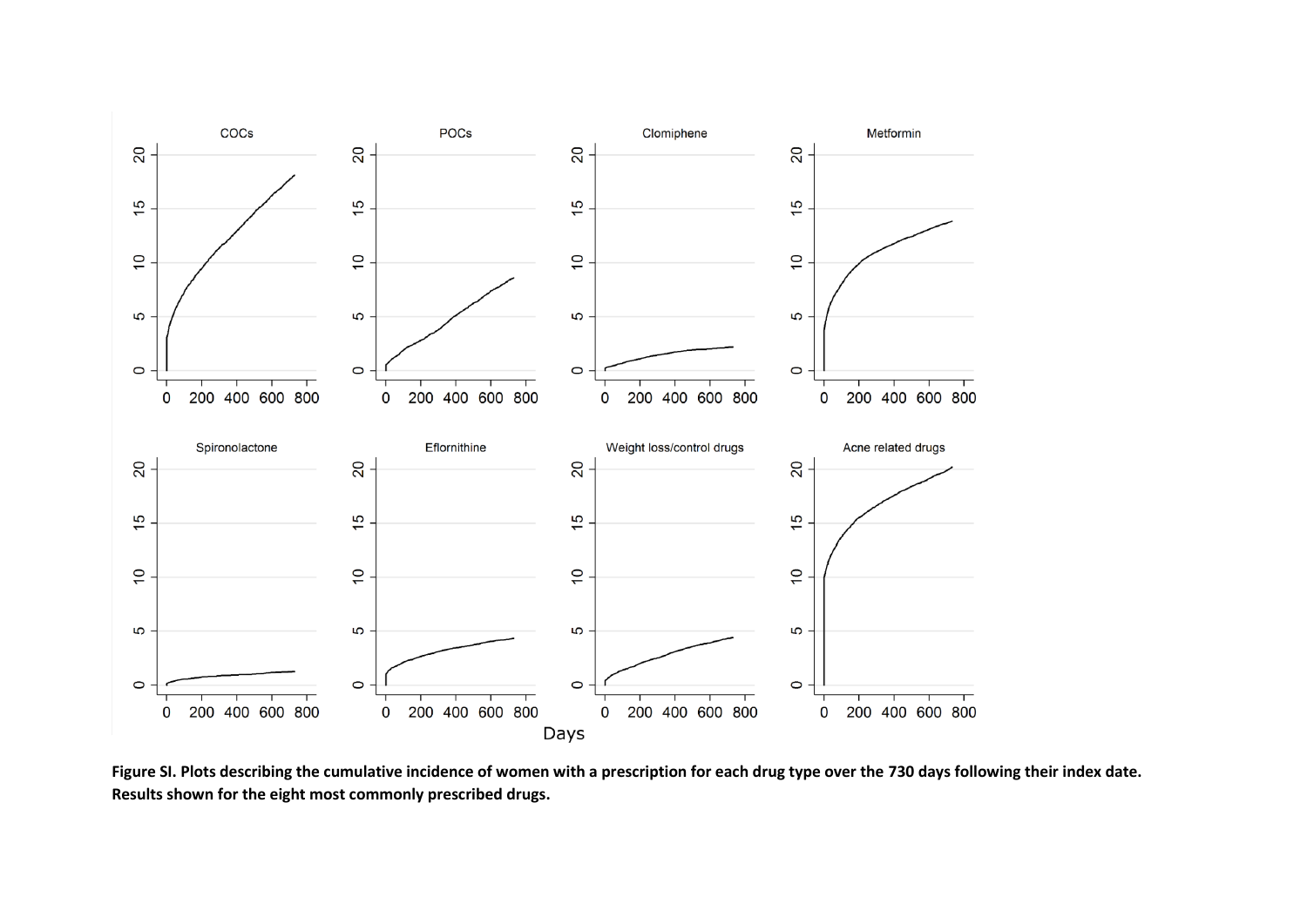COCs

20
15
10
5
0

0 200 400 600 800

POCs

20
15
10
5
0

0 200 400 600 800

Clomiphene

20
15
10
5
0

0 200 400 600 800

Metformin

20
15
10
5
0

0 200 400 600 800

Spironolactone

20
15
10
5
0

0 200 400 600 800

Eflornithine

20
15
10
5
0

0 200 400 600 800

Weight loss/control drugs

20
15
10
5
0

0 200 400 600 800

Acne related drugs

20
15
10
5
0

0 200 400 600 800

Days

**Figure SI. Plots describing the cumulative incidence of women with a prescription for each drug type over the 730 days following their index date. Results shown for the eight most commonly prescribed drugs.**